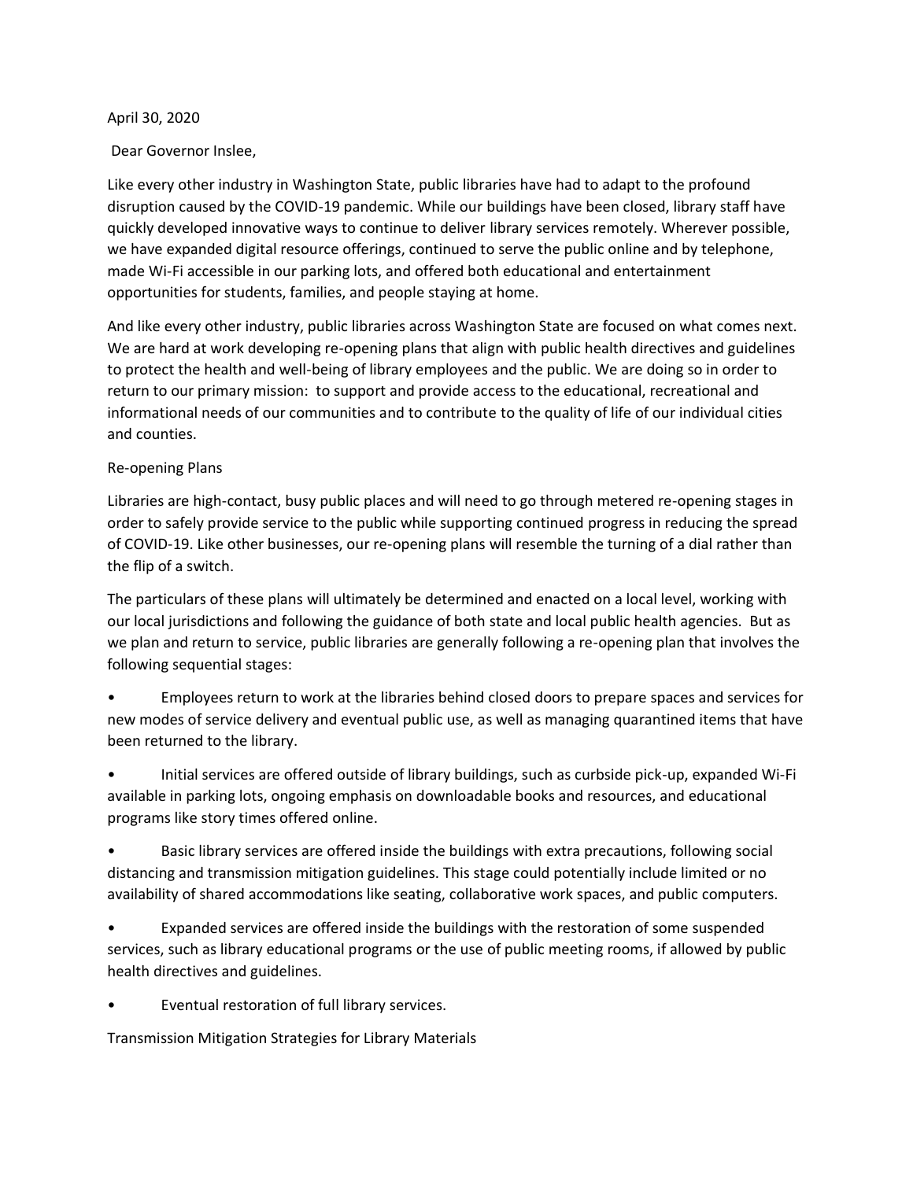April 30, 2020

Dear Governor Inslee,

Like every other industry in Washington State, public libraries have had to adapt to the profound disruption caused by the COVID-19 pandemic. While our buildings have been closed, library staff have quickly developed innovative ways to continue to deliver library services remotely. Wherever possible, we have expanded digital resource offerings, continued to serve the public online and by telephone, made Wi-Fi accessible in our parking lots, and offered both educational and entertainment opportunities for students, families, and people staying at home.

And like every other industry, public libraries across Washington State are focused on what comes next. We are hard at work developing re-opening plans that align with public health directives and guidelines to protect the health and well-being of library employees and the public. We are doing so in order to return to our primary mission: to support and provide access to the educational, recreational and informational needs of our communities and to contribute to the quality of life of our individual cities and counties.

## Re-opening Plans

Libraries are high-contact, busy public places and will need to go through metered re-opening stages in order to safely provide service to the public while supporting continued progress in reducing the spread of COVID-19. Like other businesses, our re-opening plans will resemble the turning of a dial rather than the flip of a switch.

The particulars of these plans will ultimately be determined and enacted on a local level, working with our local jurisdictions and following the guidance of both state and local public health agencies. But as we plan and return to service, public libraries are generally following a re-opening plan that involves the following sequential stages:

- Employees return to work at the libraries behind closed doors to prepare spaces and services for new modes of service delivery and eventual public use, as well as managing quarantined items that have been returned to the library.
- Initial services are offered outside of library buildings, such as curbside pick-up, expanded Wi-Fi available in parking lots, ongoing emphasis on downloadable books and resources, and educational programs like story times offered online.
- Basic library services are offered inside the buildings with extra precautions, following social distancing and transmission mitigation guidelines. This stage could potentially include limited or no availability of shared accommodations like seating, collaborative work spaces, and public computers.
- Expanded services are offered inside the buildings with the restoration of some suspended services, such as library educational programs or the use of public meeting rooms, if allowed by public health directives and guidelines.
- Eventual restoration of full library services.

## Transmission Mitigation Strategies for Library Materials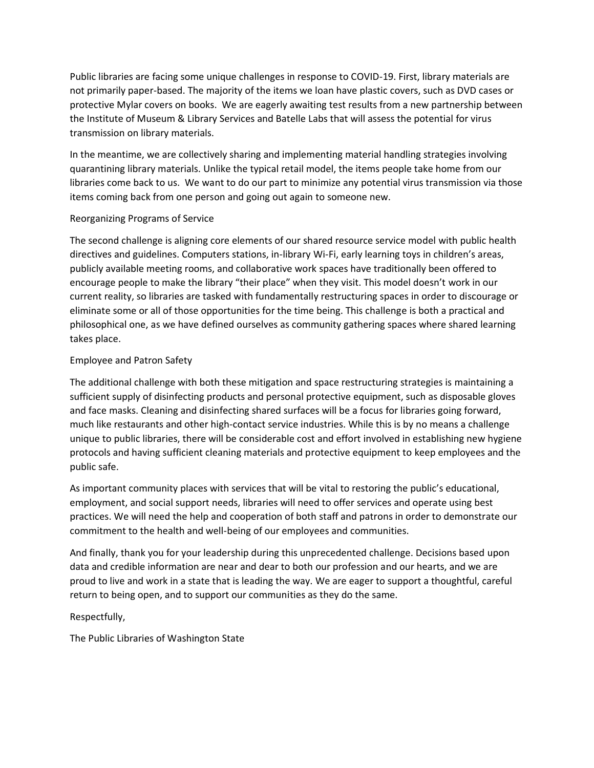Public libraries are facing some unique challenges in response to COVID-19. First, library materials are not primarily paper-based. The majority of the items we loan have plastic covers, such as DVD cases or protective Mylar covers on books. We are eagerly awaiting test results from a new partnership between the Institute of Museum & Library Services and Batelle Labs that will assess the potential for virus transmission on library materials.

In the meantime, we are collectively sharing and implementing material handling strategies involving quarantining library materials. Unlike the typical retail model, the items people take home from our libraries come back to us. We want to do our part to minimize any potential virus transmission via those items coming back from one person and going out again to someone new.

## Reorganizing Programs of Service

The second challenge is aligning core elements of our shared resource service model with public health directives and guidelines. Computers stations, in-library Wi-Fi, early learning toys in children's areas, publicly available meeting rooms, and collaborative work spaces have traditionally been offered to encourage people to make the library "their place" when they visit. This model doesn't work in our current reality, so libraries are tasked with fundamentally restructuring spaces in order to discourage or eliminate some or all of those opportunities for the time being. This challenge is both a practical and philosophical one, as we have defined ourselves as community gathering spaces where shared learning takes place.

## Employee and Patron Safety

The additional challenge with both these mitigation and space restructuring strategies is maintaining a sufficient supply of disinfecting products and personal protective equipment, such as disposable gloves and face masks. Cleaning and disinfecting shared surfaces will be a focus for libraries going forward, much like restaurants and other high-contact service industries. While this is by no means a challenge unique to public libraries, there will be considerable cost and effort involved in establishing new hygiene protocols and having sufficient cleaning materials and protective equipment to keep employees and the public safe.

As important community places with services that will be vital to restoring the public's educational, employment, and social support needs, libraries will need to offer services and operate using best practices. We will need the help and cooperation of both staff and patrons in order to demonstrate our commitment to the health and well-being of our employees and communities.

And finally, thank you for your leadership during this unprecedented challenge. Decisions based upon data and credible information are near and dear to both our profession and our hearts, and we are proud to live and work in a state that is leading the way. We are eager to support a thoughtful, careful return to being open, and to support our communities as they do the same.

Respectfully,

The Public Libraries of Washington State